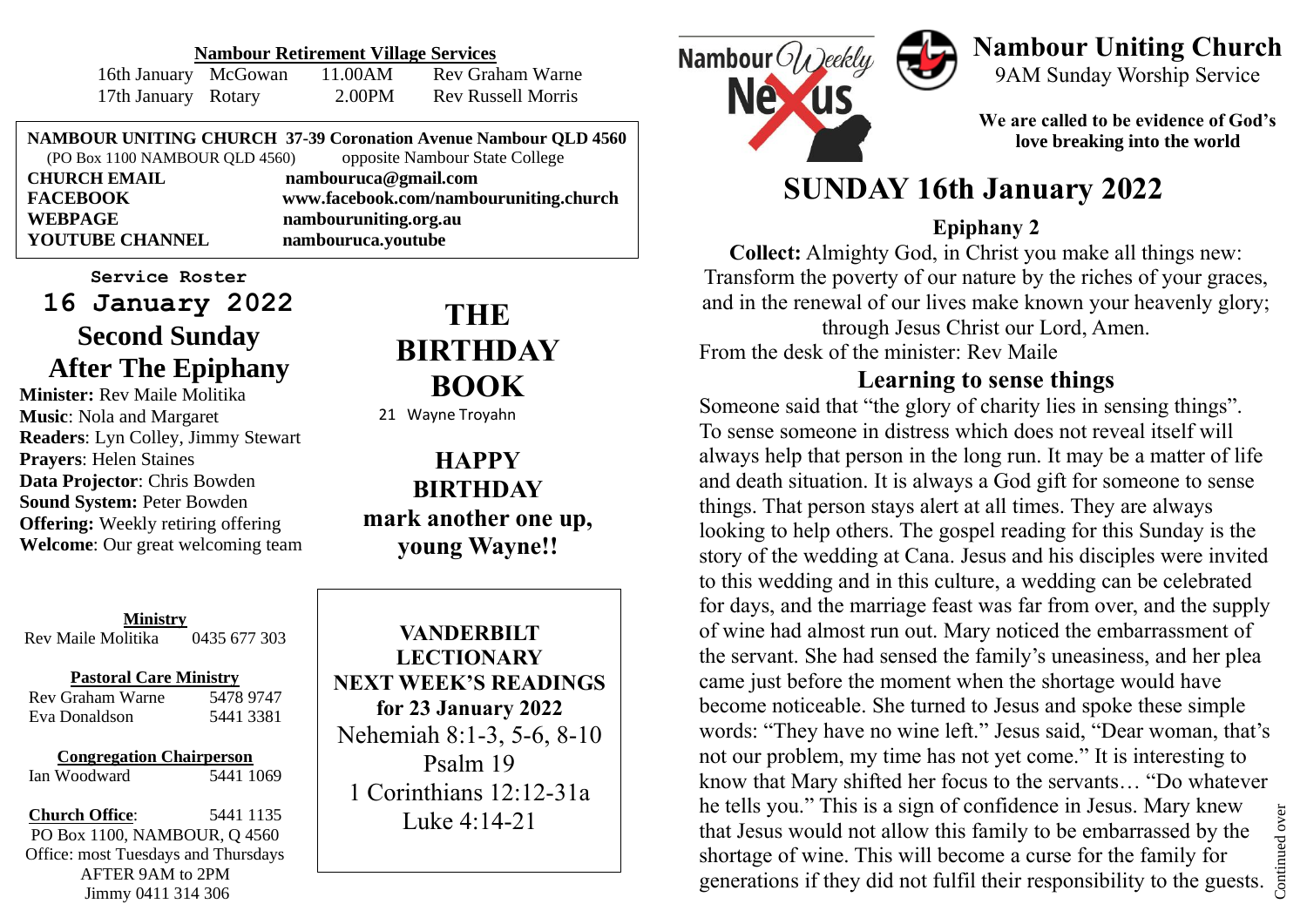## Nambour Retirement Village Services

| | | | |
|---|---|---|---|
| 16th January | McGowan | 11.00AM | Rev Graham Warne |
| 17th January | Rotary | 2.00PM | Rev Russell Morris |

**NAMBOUR UNITING CHURCH 37-39 Coronation Avenue Nambour QLD 4560**
(PO Box 1100 NAMBOUR QLD 4560) opposite Nambour State College

| | |
|---|---|
| **CHURCH EMAIL** | **nambouruca@gmail.com** |
| **FACEBOOK** | **www.facebook.com/nambouruniting.church** |
| **WEBPAGE** | **nambouruniting.org.au** |
| **YOUTUBE CHANNEL** | **nambouruca.youtube** |

**Service Roster**

## 16 January 2022
## Second Sunday After The Epiphany

**Minister:** Rev Maile Molitika
**Music**: Nola and Margaret
**Readers**: Lyn Colley, Jimmy Stewart
**Prayers**: Helen Staines
**Data Projector**: Chris Bowden
**Sound System:** Peter Bowden
**Offering:** Weekly retiring offering
**Welcome**: Our great welcoming team

## THE BIRTHDAY BOOK

21 Wayne Troyahn

**HAPPY BIRTHDAY**
**mark another one up, young Wayne!!**

**Ministry**
Rev Maile Molitika 0435 677 303

**Pastoral Care Ministry**
Rev Graham Warne 5478 9747
Eva Donaldson 5441 3381

**Congregation Chairperson**
Ian Woodward 5441 1069

**Church Office**: 5441 1135
PO Box 1100, NAMBOUR, Q 4560
Office: most Tuesdays and Thursdays
AFTER 9AM to 2PM
Jimmy 0411 314 306

**VANDERBILT LECTIONARY**
**NEXT WEEK'S READINGS for 23 January 2022**
Nehemiah 8:1-3, 5-6, 8-10
Psalm 19
1 Corinthians 12:12-31a
Luke 4:14-21

Nambour Weekly Nexus

# Nambour Uniting Church

9AM Sunday Worship Service

**We are called to be evidence of God's love breaking into the world**

# SUNDAY 16th January 2022

### Epiphany 2

**Collect:** Almighty God, in Christ you make all things new: Transform the poverty of our nature by the riches of your graces, and in the renewal of our lives make known your heavenly glory; through Jesus Christ our Lord, Amen.

From the desk of the minister: Rev Maile

### Learning to sense things

Someone said that "the glory of charity lies in sensing things". To sense someone in distress which does not reveal itself will always help that person in the long run. It may be a matter of life and death situation. It is always a God gift for someone to sense things. That person stays alert at all times. They are always looking to help others. The gospel reading for this Sunday is the story of the wedding at Cana. Jesus and his disciples were invited to this wedding and in this culture, a wedding can be celebrated for days, and the marriage feast was far from over, and the supply of wine had almost run out. Mary noticed the embarrassment of the servant. She had sensed the family's uneasiness, and her plea came just before the moment when the shortage would have become noticeable. She turned to Jesus and spoke these simple words: "They have no wine left." Jesus said, "Dear woman, that's not our problem, my time has not yet come." It is interesting to know that Mary shifted her focus to the servants… "Do whatever he tells you." This is a sign of confidence in Jesus. Mary knew that Jesus would not allow this family to be embarrassed by the shortage of wine. This will become a curse for the family for generations if they did not fulfil their responsibility to the guests.

Continued over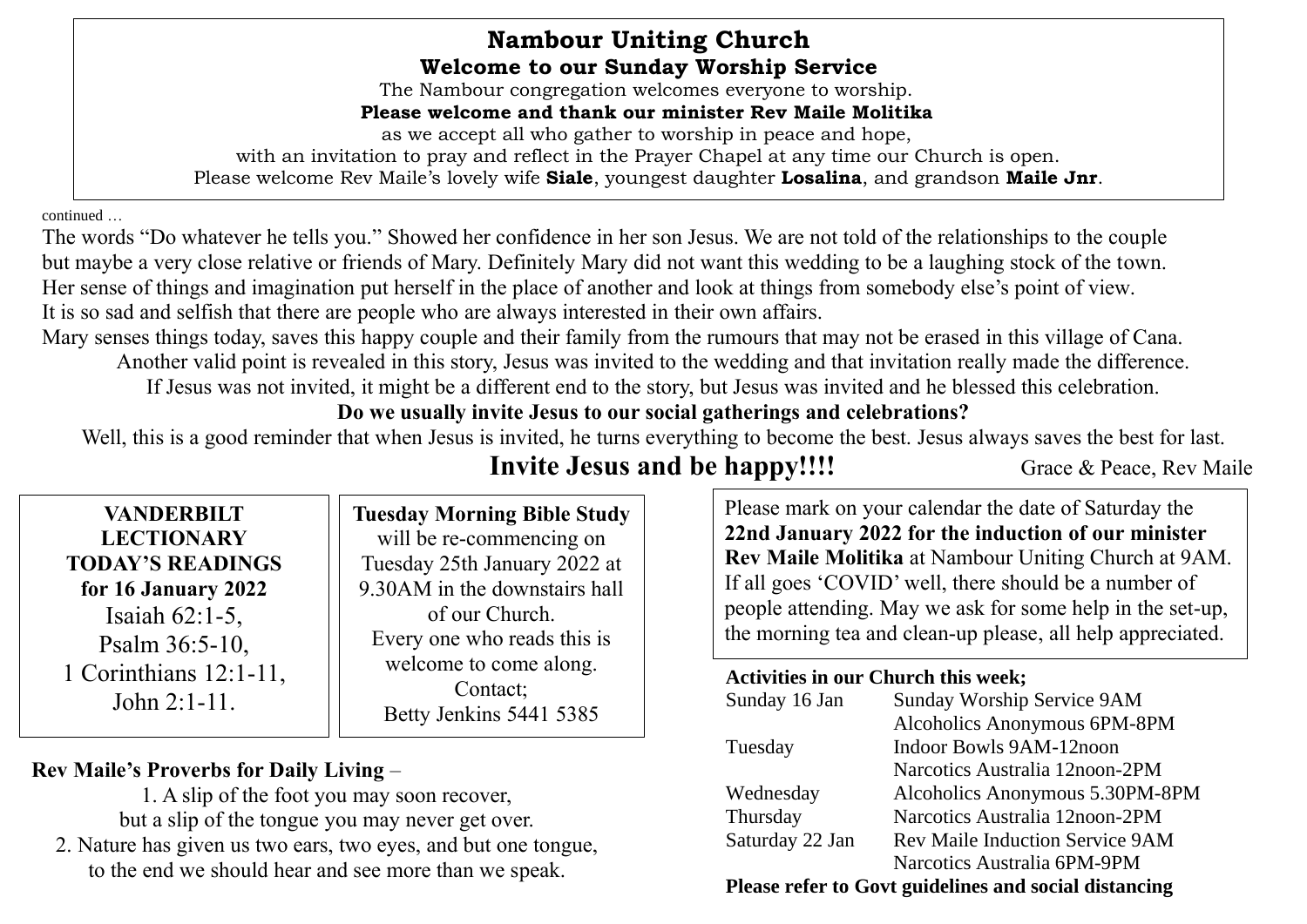# Nambour Uniting Church

## Welcome to our Sunday Worship Service

The Nambour congregation welcomes everyone to worship.

**Please welcome and thank our minister Rev Maile Molitika**

as we accept all who gather to worship in peace and hope,

with an invitation to pray and reflect in the Prayer Chapel at any time our Church is open.

Please welcome Rev Maile's lovely wife **Siale**, youngest daughter **Losalina**, and grandson **Maile Jnr**.

continued …

The words "Do whatever he tells you." Showed her confidence in her son Jesus. We are not told of the relationships to the couple but maybe a very close relative or friends of Mary. Definitely Mary did not want this wedding to be a laughing stock of the town. Her sense of things and imagination put herself in the place of another and look at things from somebody else's point of view. It is so sad and selfish that there are people who are always interested in their own affairs.

Mary senses things today, saves this happy couple and their family from the rumours that may not be erased in this village of Cana.

Another valid point is revealed in this story, Jesus was invited to the wedding and that invitation really made the difference.

If Jesus was not invited, it might be a different end to the story, but Jesus was invited and he blessed this celebration.

**Do we usually invite Jesus to our social gatherings and celebrations?**

Well, this is a good reminder that when Jesus is invited, he turns everything to become the best. Jesus always saves the best for last.

**Invite Jesus and be happy!!!!**

Grace & Peace, Rev Maile

**VANDERBILT LECTIONARY TODAY'S READINGS for 16 January 2022**

Isaiah 62:1-5,
Psalm 36:5-10,
1 Corinthians 12:1-11,
John 2:1-11.

**Tuesday Morning Bible Study** will be re-commencing on Tuesday 25th January 2022 at 9.30AM in the downstairs hall of our Church.
Every one who reads this is welcome to come along.
Contact;
Betty Jenkins 5441 5385

**Rev Maile's Proverbs for Daily Living** –

1. A slip of the foot you may soon recover,
but a slip of the tongue you may never get over.
2. Nature has given us two ears, two eyes, and but one tongue,
to the end we should hear and see more than we speak.

Please mark on your calendar the date of Saturday the **22nd January 2022 for the induction of our minister Rev Maile Molitika** at Nambour Uniting Church at 9AM. If all goes 'COVID' well, there should be a number of people attending. May we ask for some help in the set-up, the morning tea and clean-up please, all help appreciated.

**Activities in our Church this week;**

| | |
|---|---|
| Sunday 16 Jan | Sunday Worship Service 9AM |
| | Alcoholics Anonymous 6PM-8PM |
| Tuesday | Indoor Bowls 9AM-12noon |
| | Narcotics Australia 12noon-2PM |
| Wednesday | Alcoholics Anonymous 5.30PM-8PM |
| Thursday | Narcotics Australia 12noon-2PM |
| Saturday 22 Jan | Rev Maile Induction Service 9AM |
| | Narcotics Australia 6PM-9PM |

**Please refer to Govt guidelines and social distancing**